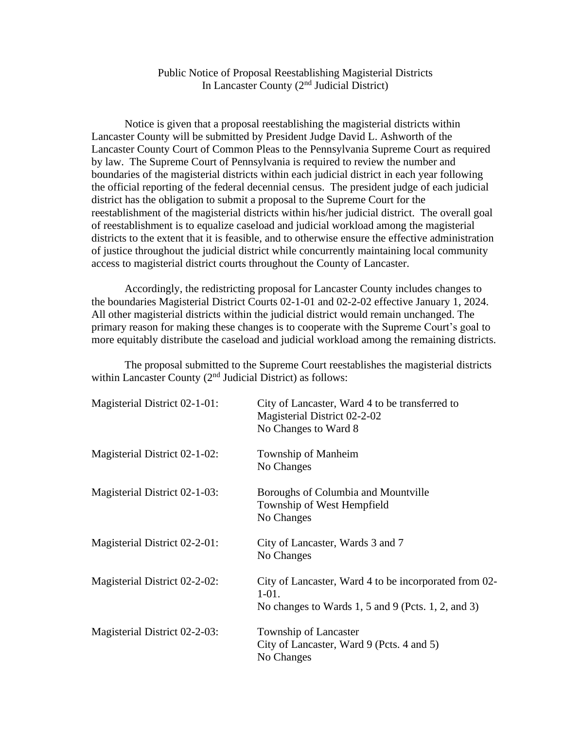# Public Notice of Proposal Reestablishing Magisterial Districts In Lancaster County (2nd Judicial District)

Notice is given that a proposal reestablishing the magisterial districts within Lancaster County will be submitted by President Judge David L. Ashworth of the Lancaster County Court of Common Pleas to the Pennsylvania Supreme Court as required by law. The Supreme Court of Pennsylvania is required to review the number and boundaries of the magisterial districts within each judicial district in each year following the official reporting of the federal decennial census. The president judge of each judicial district has the obligation to submit a proposal to the Supreme Court for the reestablishment of the magisterial districts within his/her judicial district. The overall goal of reestablishment is to equalize caseload and judicial workload among the magisterial districts to the extent that it is feasible, and to otherwise ensure the effective administration of justice throughout the judicial district while concurrently maintaining local community access to magisterial district courts throughout the County of Lancaster.

Accordingly, the redistricting proposal for Lancaster County includes changes to the boundaries Magisterial District Courts 02-1-01 and 02-2-02 effective January 1, 2024. All other magisterial districts within the judicial district would remain unchanged. The primary reason for making these changes is to cooperate with the Supreme Court's goal to more equitably distribute the caseload and judicial workload among the remaining districts.

The proposal submitted to the Supreme Court reestablishes the magisterial districts within Lancaster County (2nd Judicial District) as follows:

| | |
|---|---|
| Magisterial District 02-1-01: | City of Lancaster, Ward 4 to be transferred to Magisterial District 02-2-02<br>No Changes to Ward 8 |
| Magisterial District 02-1-02: | Township of Manheim<br>No Changes |
| Magisterial District 02-1-03: | Boroughs of Columbia and Mountville<br>Township of West Hempfield<br>No Changes |
| Magisterial District 02-2-01: | City of Lancaster, Wards 3 and 7<br>No Changes |
| Magisterial District 02-2-02: | City of Lancaster, Ward 4 to be incorporated from 02-1-01.<br>No changes to Wards 1, 5 and 9 (Pcts. 1, 2, and 3) |
| Magisterial District 02-2-03: | Township of Lancaster<br>City of Lancaster, Ward 9 (Pcts. 4 and 5)<br>No Changes |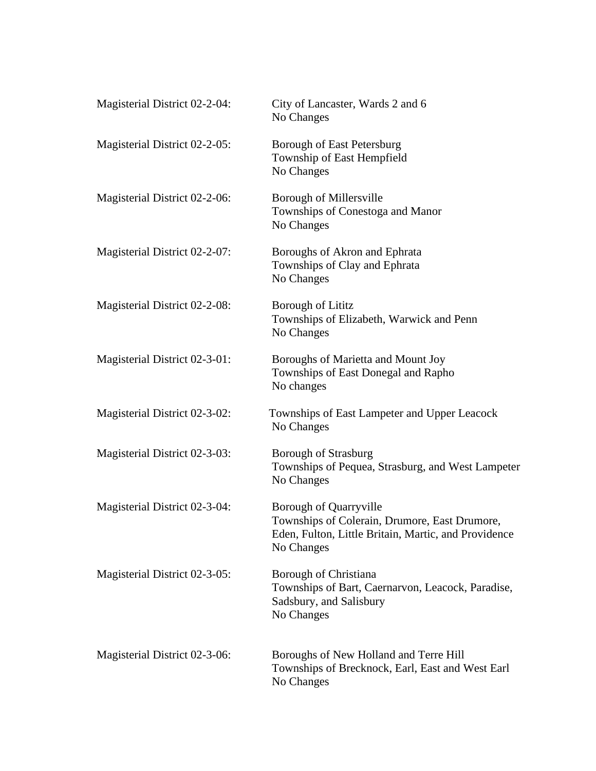Magisterial District 02-2-04: City of Lancaster, Wards 2 and 6
No Changes

Magisterial District 02-2-05: Borough of East Petersburg
Township of East Hempfield
No Changes

Magisterial District 02-2-06: Borough of Millersville
Townships of Conestoga and Manor
No Changes

Magisterial District 02-2-07: Boroughs of Akron and Ephrata
Townships of Clay and Ephrata
No Changes

Magisterial District 02-2-08: Borough of Lititz
Townships of Elizabeth, Warwick and Penn
No Changes

Magisterial District 02-3-01: Boroughs of Marietta and Mount Joy
Townships of East Donegal and Rapho
No changes

Magisterial District 02-3-02: Townships of East Lampeter and Upper Leacock
No Changes

Magisterial District 02-3-03: Borough of Strasburg
Townships of Pequea, Strasburg, and West Lampeter
No Changes

Magisterial District 02-3-04: Borough of Quarryville
Townships of Colerain, Drumore, East Drumore, Eden, Fulton, Little Britain, Martic, and Providence
No Changes

Magisterial District 02-3-05: Borough of Christiana
Townships of Bart, Caernarvon, Leacock, Paradise, Sadsbury, and Salisbury
No Changes

Magisterial District 02-3-06: Boroughs of New Holland and Terre Hill
Townships of Brecknock, Earl, East and West Earl
No Changes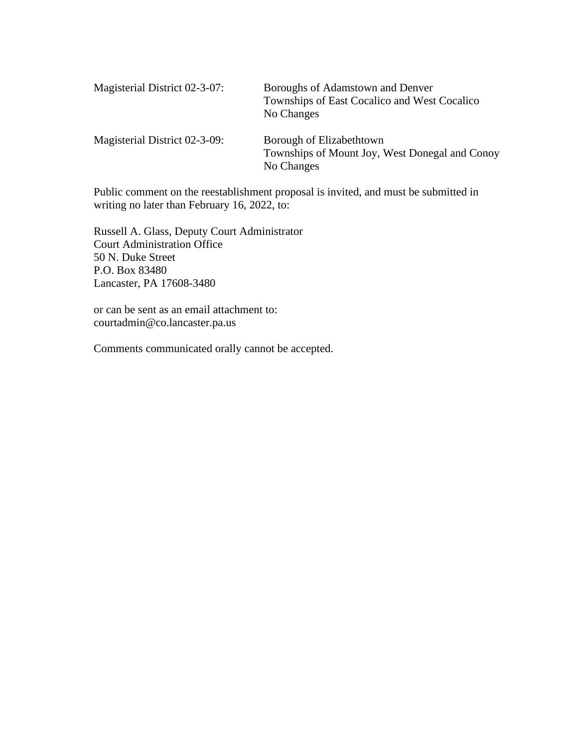| | |
|---|---|
| Magisterial District 02-3-07: | Boroughs of Adamstown and Denver<br>Townships of East Cocalico and West Cocalico<br>No Changes |
| Magisterial District 02-3-09: | Borough of Elizabethtown<br>Townships of Mount Joy, West Donegal and Conoy<br>No Changes |

Public comment on the reestablishment proposal is invited, and must be submitted in writing no later than February 16, 2022, to:

Russell A. Glass, Deputy Court Administrator
Court Administration Office
50 N. Duke Street
P.O. Box 83480
Lancaster, PA 17608-3480

or can be sent as an email attachment to:
courtadmin@co.lancaster.pa.us

Comments communicated orally cannot be accepted.